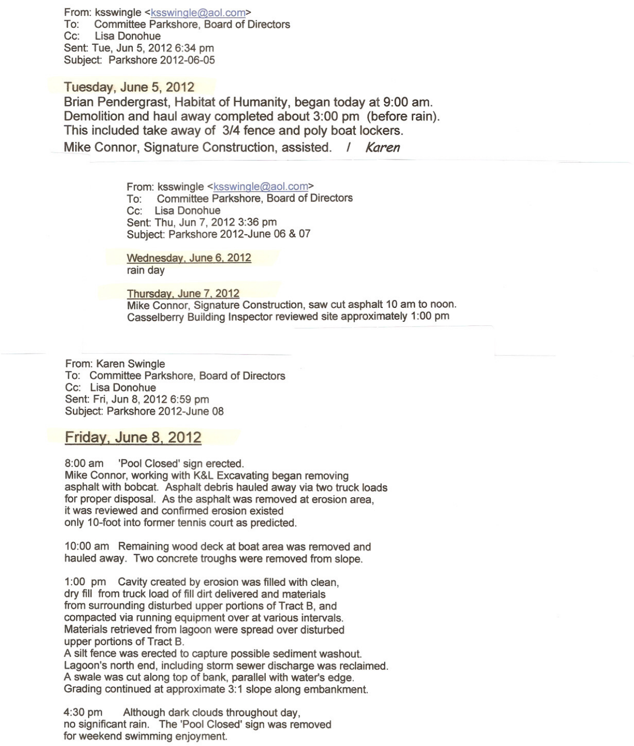From: ksswingle <ksswingle@aol.com>
To: Committee Parkshore, Board of Directors
Cc: Lisa Donohue
Sent: Tue, Jun 5, 2012 6:34 pm
Subject: Parkshore 2012-06-05

### Tuesday, June 5, 2012

Brian Pendergrast, Habitat of Humanity, began today at 9:00 am.
Demolition and haul away completed about 3:00 pm (before rain).
This included take away of 3/4 fence and poly boat lockers.
Mike Connor, Signature Construction, assisted. / *Karen*

---

From: ksswingle <ksswingle@aol.com>
To: Committee Parkshore, Board of Directors
Cc: Lisa Donohue
Sent: Thu, Jun 7, 2012 3:36 pm
Subject: Parkshore 2012-June 06 & 07

Wednesday, June 6, 2012
rain day

Thursday, June 7, 2012
Mike Connor, Signature Construction, saw cut asphalt 10 am to noon.
Casselberry Building Inspector reviewed site approximately 1:00 pm

---

From: Karen Swingle
To: Committee Parkshore, Board of Directors
Cc: Lisa Donohue
Sent: Fri, Jun 8, 2012 6:59 pm
Subject: Parkshore 2012-June 08

### Friday, June 8, 2012

8:00 am 'Pool Closed' sign erected.
Mike Connor, working with K&L Excavating began removing asphalt with bobcat. Asphalt debris hauled away via two truck loads for proper disposal. As the asphalt was removed at erosion area, it was reviewed and confirmed erosion existed only 10-foot into former tennis court as predicted.

10:00 am Remaining wood deck at boat area was removed and hauled away. Two concrete troughs were removed from slope.

1:00 pm Cavity created by erosion was filled with clean, dry fill from truck load of fill dirt delivered and materials from surrounding disturbed upper portions of Tract B, and compacted via running equipment over at various intervals.
Materials retrieved from lagoon were spread over disturbed upper portions of Tract B.
A silt fence was erected to capture possible sediment washout.
Lagoon's north end, including storm sewer discharge was reclaimed.
A swale was cut along top of bank, parallel with water's edge.
Grading continued at approximate 3:1 slope along embankment.

4:30 pm Although dark clouds throughout day, no significant rain. The 'Pool Closed' sign was removed for weekend swimming enjoyment.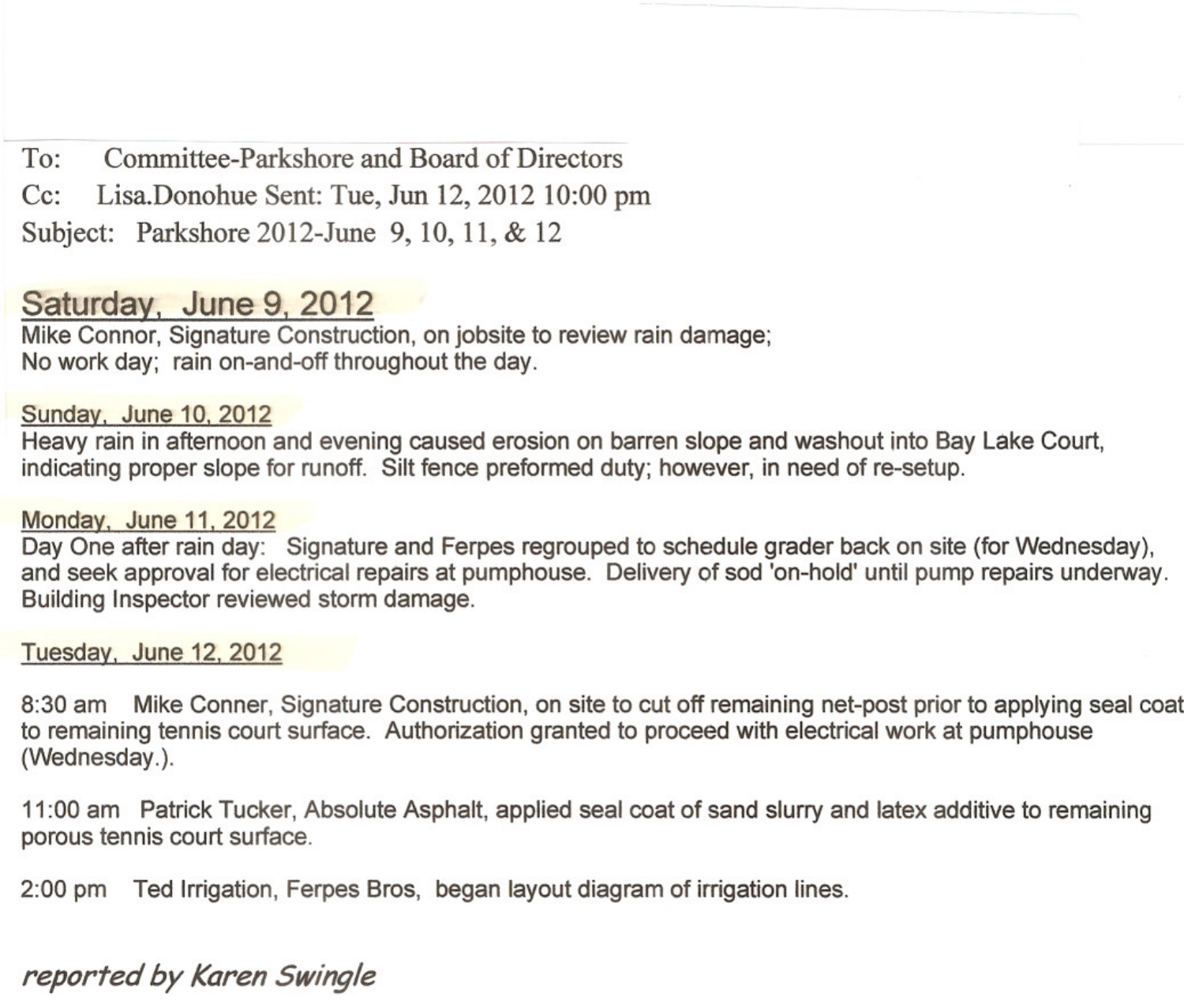To: Committee-Parkshore and Board of Directors

Cc: Lisa.Donohue Sent: Tue, Jun 12, 2012 10:00 pm

Subject: Parkshore 2012-June 9, 10, 11, & 12

## Saturday, June 9, 2012

Mike Connor, Signature Construction, on jobsite to review rain damage;
No work day; rain on-and-off throughout the day.

### Sunday, June 10, 2012

Heavy rain in afternoon and evening caused erosion on barren slope and washout into Bay Lake Court, indicating proper slope for runoff. Silt fence preformed duty; however, in need of re-setup.

### Monday, June 11, 2012

Day One after rain day: Signature and Ferpes regrouped to schedule grader back on site (for Wednesday), and seek approval for electrical repairs at pumphouse. Delivery of sod 'on-hold' until pump repairs underway. Building Inspector reviewed storm damage.

### Tuesday, June 12, 2012

8:30 am Mike Conner, Signature Construction, on site to cut off remaining net-post prior to applying seal coat to remaining tennis court surface. Authorization granted to proceed with electrical work at pumphouse (Wednesday.).

11:00 am Patrick Tucker, Absolute Asphalt, applied seal coat of sand slurry and latex additive to remaining porous tennis court surface.

2:00 pm Ted Irrigation, Ferpes Bros, began layout diagram of irrigation lines.

*reported by Karen Swingle*